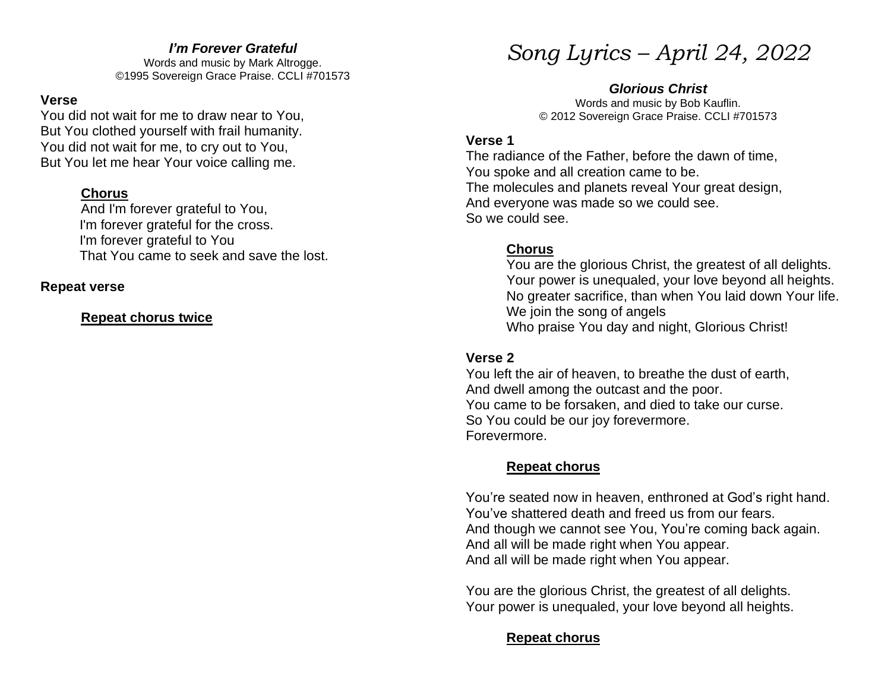# Song Lyrics – April 24, 2022

### *Glorious Christ*

Words and music by Bob Kauflin.
© 2012 Sovereign Grace Praise. CCLI #701573

**Verse 1**

The radiance of the Father, before the dawn of time,
You spoke and all creation came to be.
The molecules and planets reveal Your great design,
And everyone was made so we could see.
So we could see.

**Chorus**

You are the glorious Christ, the greatest of all delights.
Your power is unequaled, your love beyond all heights.
No greater sacrifice, than when You laid down Your life.
We join the song of angels
Who praise You day and night, Glorious Christ!

**Verse 2**

You left the air of heaven, to breathe the dust of earth,
And dwell among the outcast and the poor.
You came to be forsaken, and died to take our curse.
So You could be our joy forevermore.
Forevermore.

**Repeat chorus**

You're seated now in heaven, enthroned at God's right hand.
You've shattered death and freed us from our fears.
And though we cannot see You, You're coming back again.
And all will be made right when You appear.
And all will be made right when You appear.

You are the glorious Christ, the greatest of all delights.
Your power is unequaled, your love beyond all heights.

**Repeat chorus**

### *I'm Forever Grateful*

Words and music by Mark Altrogge.
©1995 Sovereign Grace Praise. CCLI #701573

**Verse**

You did not wait for me to draw near to You,
But You clothed yourself with frail humanity.
You did not wait for me, to cry out to You,
But You let me hear Your voice calling me.

**Chorus**

And I'm forever grateful to You,
I'm forever grateful for the cross.
I'm forever grateful to You
That You came to seek and save the lost.

**Repeat verse**

**Repeat chorus twice**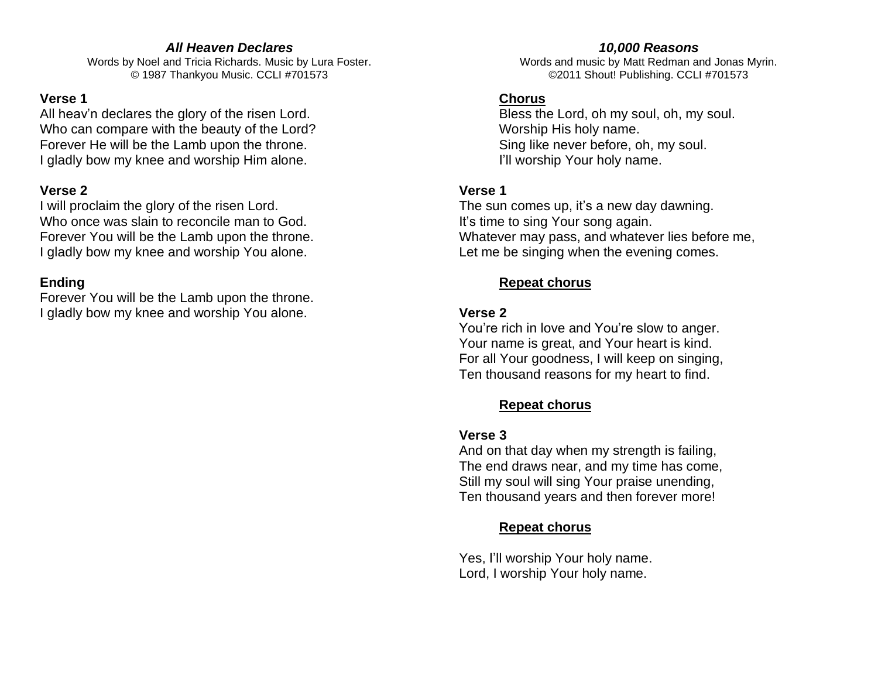### *All Heaven Declares*

Words by Noel and Tricia Richards. Music by Lura Foster.
© 1987 Thankyou Music. CCLI #701573

**Verse 1**

All heav'n declares the glory of the risen Lord.
Who can compare with the beauty of the Lord?
Forever He will be the Lamb upon the throne.
I gladly bow my knee and worship Him alone.

**Verse 2**

I will proclaim the glory of the risen Lord.
Who once was slain to reconcile man to God.
Forever You will be the Lamb upon the throne.
I gladly bow my knee and worship You alone.

**Ending**

Forever You will be the Lamb upon the throne.
I gladly bow my knee and worship You alone.

### *10,000 Reasons*

Words and music by Matt Redman and Jonas Myrin.
©2011 Shout! Publishing. CCLI #701573

**Chorus**

Bless the Lord, oh my soul, oh, my soul.
Worship His holy name.
Sing like never before, oh, my soul.
I'll worship Your holy name.

**Verse 1**

The sun comes up, it's a new day dawning.
It's time to sing Your song again.
Whatever may pass, and whatever lies before me,
Let me be singing when the evening comes.

**Repeat chorus**

**Verse 2**

You're rich in love and You're slow to anger.
Your name is great, and Your heart is kind.
For all Your goodness, I will keep on singing,
Ten thousand reasons for my heart to find.

**Repeat chorus**

**Verse 3**

And on that day when my strength is failing,
The end draws near, and my time has come,
Still my soul will sing Your praise unending,
Ten thousand years and then forever more!

**Repeat chorus**

Yes, I'll worship Your holy name.
Lord, I worship Your holy name.